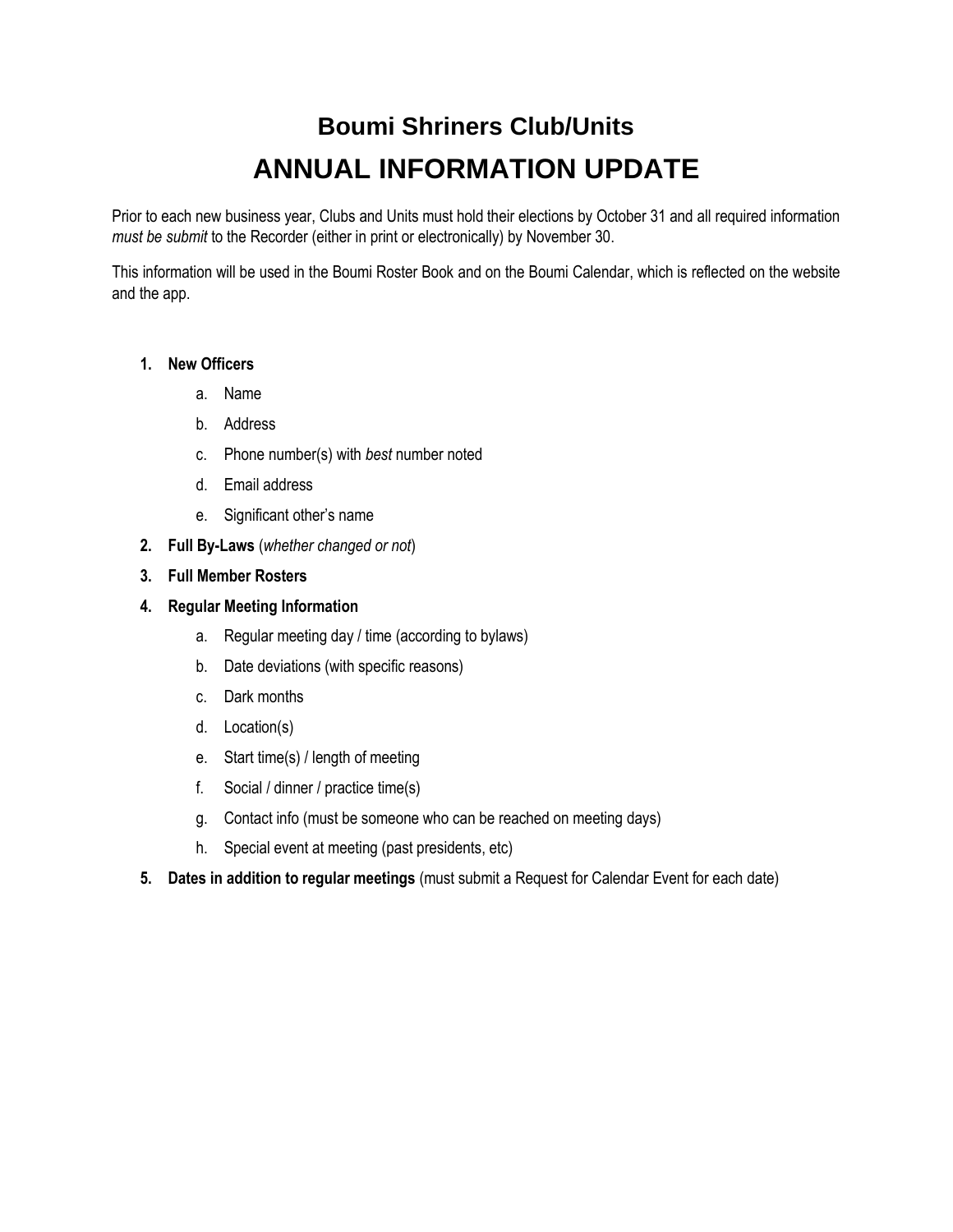# Boumi Shriners Club/Units

# ANNUAL INFORMATION UPDATE

Prior to each new business year, Clubs and Units must hold their elections by October 31 and all required information *must be submit* to the Recorder (either in print or electronically) by November 30.

This information will be used in the Boumi Roster Book and on the Boumi Calendar, which is reflected on the website and the app.

1. **New Officers**
   a. Name
   b. Address
   c. Phone number(s) with *best* number noted
   d. Email address
   e. Significant other's name
2. **Full By-Laws** (*whether changed or not*)
3. **Full Member Rosters**
4. **Regular Meeting Information**
   a. Regular meeting day / time (according to bylaws)
   b. Date deviations (with specific reasons)
   c. Dark months
   d. Location(s)
   e. Start time(s) / length of meeting
   f. Social / dinner / practice time(s)
   g. Contact info (must be someone who can be reached on meeting days)
   h. Special event at meeting (past presidents, etc)
5. **Dates in addition to regular meetings** (must submit a Request for Calendar Event for each date)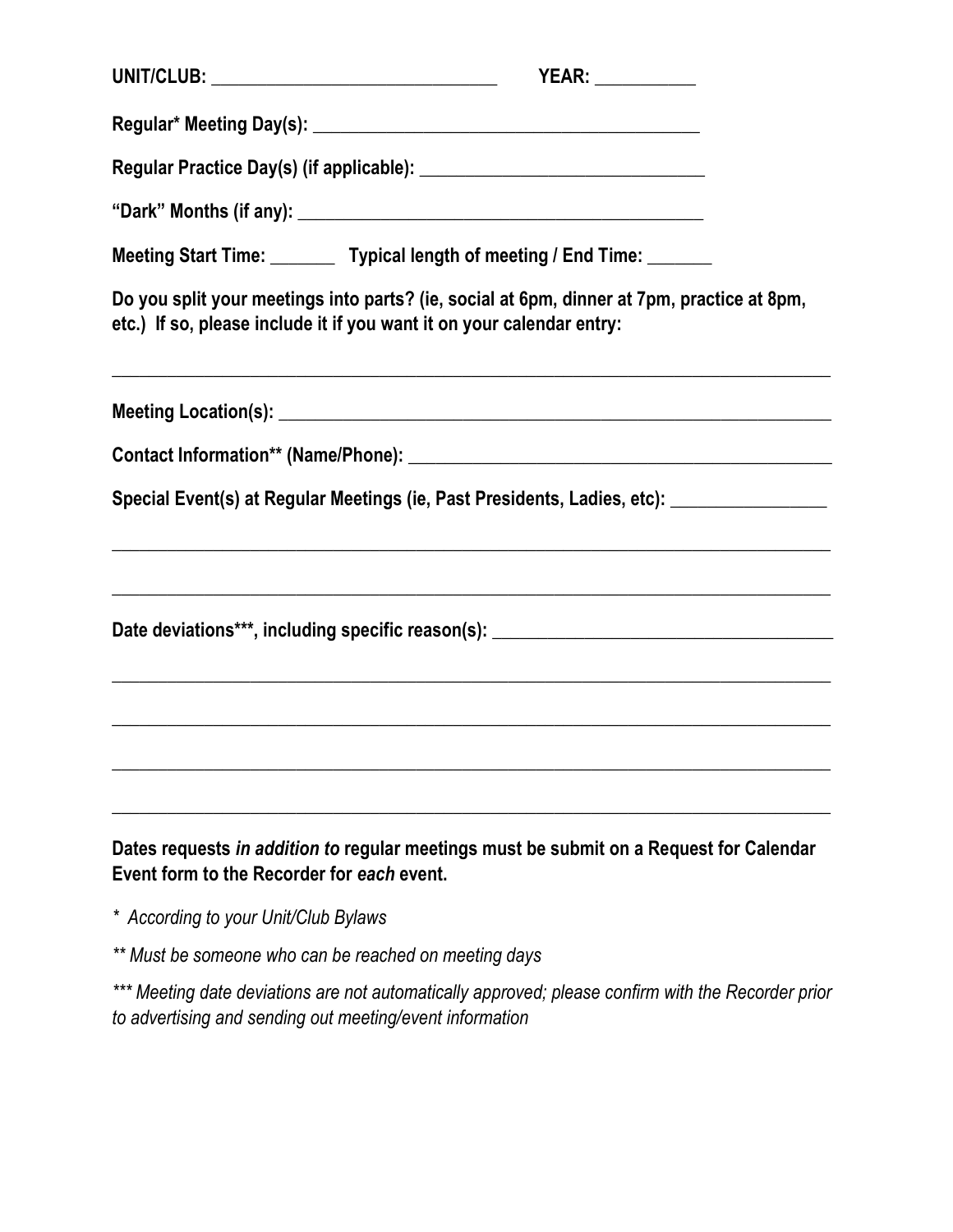**UNIT/CLUB: ______________________________ YEAR: __________**

**Regular* Meeting Day(s): ________________________________________**

**Regular Practice Day(s) (if applicable): ______________________________**

**"Dark" Months (if any): ___________________________________________**

**Meeting Start Time: _______ Typical length of meeting / End Time: _______**

**Do you split your meetings into parts? (ie, social at 6pm, dinner at 7pm, practice at 8pm, etc.) If so, please include it if you want it on your calendar entry:**

___________________________________________________________________________

**Meeting Location(s): ________________________________________________________**

**Contact Information** (Name/Phone): _____________________________________________**

**Special Event(s) at Regular Meetings (ie, Past Presidents, Ladies, etc): ________________**

___________________________________________________________________________

___________________________________________________________________________

**Date deviations***, including specific reason(s): ____________________________________**

___________________________________________________________________________

___________________________________________________________________________

___________________________________________________________________________

___________________________________________________________________________

**Dates requests *in addition to* regular meetings must be submit on a Request for Calendar Event form to the Recorder for *each* event.**

*\* According to your Unit/Club Bylaws*

*\*\* Must be someone who can be reached on meeting days*

*\*\*\* Meeting date deviations are not automatically approved; please confirm with the Recorder prior to advertising and sending out meeting/event information*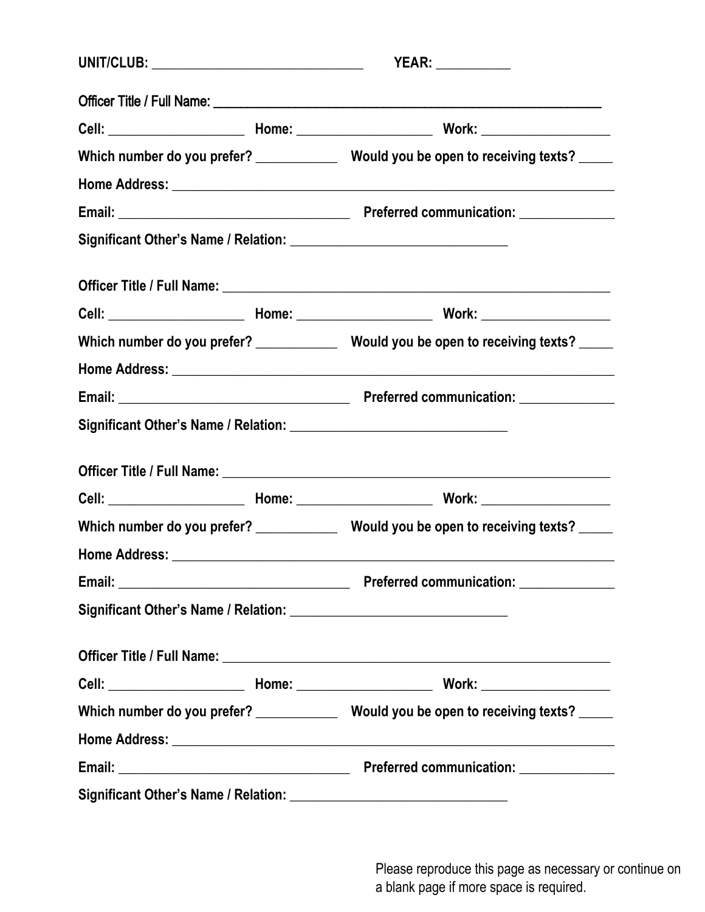**UNIT/CLUB:** ______________________________ **YEAR:** __________

**Officer Title / Full Name:** ____________________________________________________

**Cell:** __________________ **Home:** __________________ **Work:** _________________

**Which number do you prefer?** ___________ **Would you be open to receiving texts?** _____

**Home Address:** ____________________________________________________________

**Email:** _______________________________ **Preferred communication:** ____________

**Significant Other's Name / Relation:** ____________________________

**Officer Title / Full Name:** ____________________________________________________

**Cell:** __________________ **Home:** __________________ **Work:** _________________

**Which number do you prefer?** ___________ **Would you be open to receiving texts?** _____

**Home Address:** ____________________________________________________________

**Email:** _______________________________ **Preferred communication:** ____________

**Significant Other's Name / Relation:** ____________________________

**Officer Title / Full Name:** ____________________________________________________

**Cell:** __________________ **Home:** __________________ **Work:** _________________

**Which number do you prefer?** ___________ **Would you be open to receiving texts?** _____

**Home Address:** ____________________________________________________________

**Email:** _______________________________ **Preferred communication:** ____________

**Significant Other's Name / Relation:** ____________________________

**Officer Title / Full Name:** ____________________________________________________

**Cell:** __________________ **Home:** __________________ **Work:** _________________

**Which number do you prefer?** ___________ **Would you be open to receiving texts?** _____

**Home Address:** ____________________________________________________________

**Email:** _______________________________ **Preferred communication:** ____________

**Significant Other's Name / Relation:** ____________________________

Please reproduce this page as necessary or continue on a blank page if more space is required.